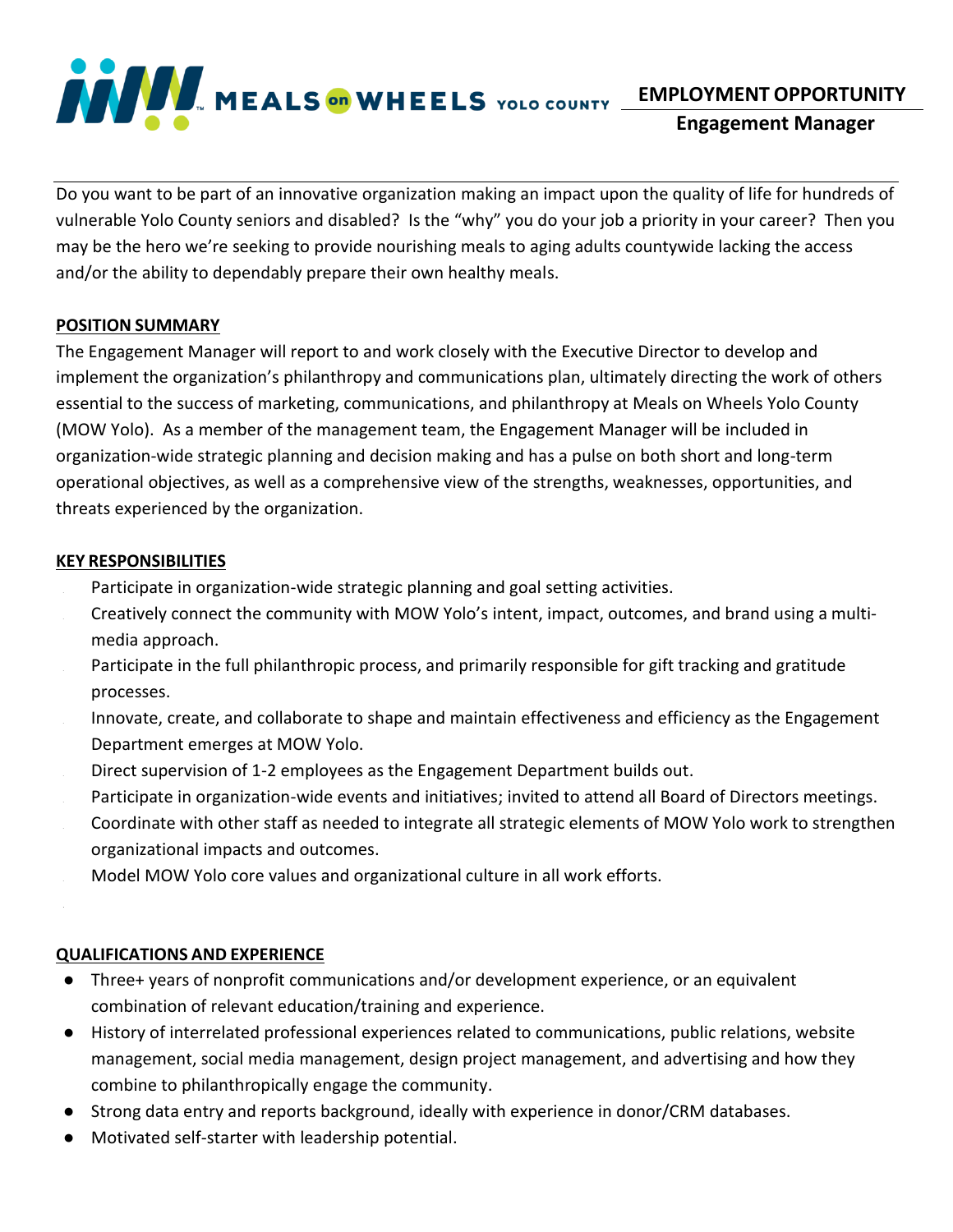MEALS on WHEELS YOLO COUNTY

**EMPLOYMENT OPPORTUNITY**

**Engagement Manager**

Do you want to be part of an innovative organization making an impact upon the quality of life for hundreds of vulnerable Yolo County seniors and disabled? Is the "why" you do your job a priority in your career? Then you may be the hero we're seeking to provide nourishing meals to aging adults countywide lacking the access and/or the ability to dependably prepare their own healthy meals.

## POSITION SUMMARY

The Engagement Manager will report to and work closely with the Executive Director to develop and implement the organization's philanthropy and communications plan, ultimately directing the work of others essential to the success of marketing, communications, and philanthropy at Meals on Wheels Yolo County (MOW Yolo). As a member of the management team, the Engagement Manager will be included in organization-wide strategic planning and decision making and has a pulse on both short and long-term operational objectives, as well as a comprehensive view of the strengths, weaknesses, opportunities, and threats experienced by the organization.

## KEY RESPONSIBILITIES

- Participate in organization-wide strategic planning and goal setting activities.
- Creatively connect the community with MOW Yolo's intent, impact, outcomes, and brand using a multi-media approach.
- Participate in the full philanthropic process, and primarily responsible for gift tracking and gratitude processes.
- Innovate, create, and collaborate to shape and maintain effectiveness and efficiency as the Engagement Department emerges at MOW Yolo.
- Direct supervision of 1-2 employees as the Engagement Department builds out.
- Participate in organization-wide events and initiatives; invited to attend all Board of Directors meetings.
- Coordinate with other staff as needed to integrate all strategic elements of MOW Yolo work to strengthen organizational impacts and outcomes.
- Model MOW Yolo core values and organizational culture in all work efforts.

## QUALIFICATIONS AND EXPERIENCE

- Three+ years of nonprofit communications and/or development experience, or an equivalent combination of relevant education/training and experience.
- History of interrelated professional experiences related to communications, public relations, website management, social media management, design project management, and advertising and how they combine to philanthropically engage the community.
- Strong data entry and reports background, ideally with experience in donor/CRM databases.
- Motivated self-starter with leadership potential.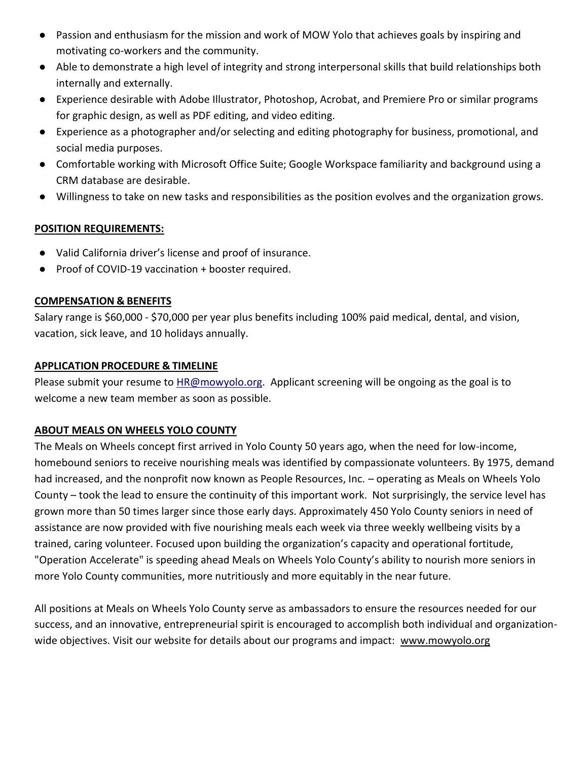- Passion and enthusiasm for the mission and work of MOW Yolo that achieves goals by inspiring and motivating co-workers and the community.
- Able to demonstrate a high level of integrity and strong interpersonal skills that build relationships both internally and externally.
- Experience desirable with Adobe Illustrator, Photoshop, Acrobat, and Premiere Pro or similar programs for graphic design, as well as PDF editing, and video editing.
- Experience as a photographer and/or selecting and editing photography for business, promotional, and social media purposes.
- Comfortable working with Microsoft Office Suite; Google Workspace familiarity and background using a CRM database are desirable.
- Willingness to take on new tasks and responsibilities as the position evolves and the organization grows.

## POSITION REQUIREMENTS:

- Valid California driver's license and proof of insurance.
- Proof of COVID-19 vaccination + booster required.

## COMPENSATION & BENEFITS

Salary range is $60,000 - $70,000 per year plus benefits including 100% paid medical, dental, and vision, vacation, sick leave, and 10 holidays annually.

## APPLICATION PROCEDURE & TIMELINE

Please submit your resume to HR@mowyolo.org. Applicant screening will be ongoing as the goal is to welcome a new team member as soon as possible.

## ABOUT MEALS ON WHEELS YOLO COUNTY

The Meals on Wheels concept first arrived in Yolo County 50 years ago, when the need for low-income, homebound seniors to receive nourishing meals was identified by compassionate volunteers. By 1975, demand had increased, and the nonprofit now known as People Resources, Inc. – operating as Meals on Wheels Yolo County – took the lead to ensure the continuity of this important work. Not surprisingly, the service level has grown more than 50 times larger since those early days. Approximately 450 Yolo County seniors in need of assistance are now provided with five nourishing meals each week via three weekly wellbeing visits by a trained, caring volunteer. Focused upon building the organization's capacity and operational fortitude, "Operation Accelerate" is speeding ahead Meals on Wheels Yolo County's ability to nourish more seniors in more Yolo County communities, more nutritiously and more equitably in the near future.

All positions at Meals on Wheels Yolo County serve as ambassadors to ensure the resources needed for our success, and an innovative, entrepreneurial spirit is encouraged to accomplish both individual and organization-wide objectives. Visit our website for details about our programs and impact: www.mowyolo.org